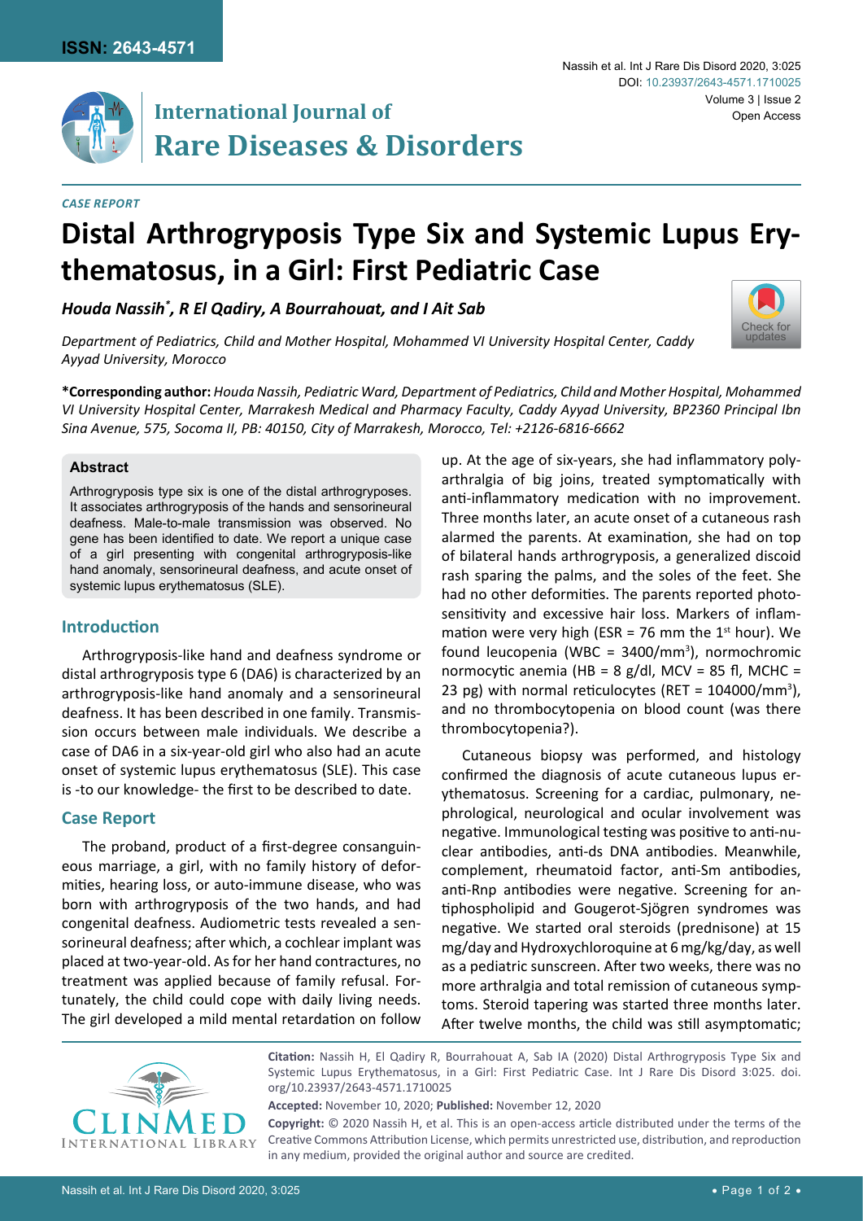*CASE REPORT*

# Distal Arthrogryposis Type Six and Systemic Lupus Erythematosus, in a Girl: First Pediatric Case

***Houda Nassih*\*, R El Qadiry, A Bourrahouat, and I Ait Sab***

*Department of Pediatrics, Child and Mother Hospital, Mohammed VI University Hospital Center, Caddy Ayyad University, Morocco*

**\*Corresponding author:** *Houda Nassih, Pediatric Ward, Department of Pediatrics, Child and Mother Hospital, Mohammed VI University Hospital Center, Marrakesh Medical and Pharmacy Faculty, Caddy Ayyad University, BP2360 Principal Ibn Sina Avenue, 575, Socoma II, PB: 40150, City of Marrakesh, Morocco, Tel: +2126-6816-6662*

### Abstract

Arthrogryposis type six is one of the distal arthrogryposes. It associates arthrogryposis of the hands and sensorineural deafness. Male-to-male transmission was observed. No gene has been identified to date. We report a unique case of a girl presenting with congenital arthrogryposis-like hand anomaly, sensorineural deafness, and acute onset of systemic lupus erythematosus (SLE).

## Introduction

Arthrogryposis-like hand and deafness syndrome or distal arthrogryposis type 6 (DA6) is characterized by an arthrogryposis-like hand anomaly and a sensorineural deafness. It has been described in one family. Transmission occurs between male individuals. We describe a case of DA6 in a six-year-old girl who also had an acute onset of systemic lupus erythematosus (SLE). This case is -to our knowledge- the first to be described to date.

## Case Report

The proband, product of a first-degree consanguineous marriage, a girl, with no family history of deformities, hearing loss, or auto-immune disease, who was born with arthrogryposis of the two hands, and had congenital deafness. Audiometric tests revealed a sensorineural deafness; after which, a cochlear implant was placed at two-year-old. As for her hand contractures, no treatment was applied because of family refusal. Fortunately, the child could cope with daily living needs. The girl developed a mild mental retardation on follow up. At the age of six-years, she had inflammatory polyarthralgia of big joins, treated symptomatically with anti-inflammatory medication with no improvement. Three months later, an acute onset of a cutaneous rash alarmed the parents. At examination, she had on top of bilateral hands arthrogryposis, a generalized discoid rash sparing the palms, and the soles of the feet. She had no other deformities. The parents reported photosensitivity and excessive hair loss. Markers of inflammation were very high (ESR = 76 mm the 1st hour). We found leucopenia (WBC = 3400/mm$^3$), normochromic normocytic anemia (HB = 8 g/dl, MCV = 85 fl, MCHC = 23 pg) with normal reticulocytes (RET = 104000/mm$^3$), and no thrombocytopenia on blood count (was there thrombocytopenia?).

Cutaneous biopsy was performed, and histology confirmed the diagnosis of acute cutaneous lupus erythematosus. Screening for a cardiac, pulmonary, nephrological, neurological and ocular involvement was negative. Immunological testing was positive to anti-nuclear antibodies, anti-ds DNA antibodies. Meanwhile, complement, rheumatoid factor, anti-Sm antibodies, anti-Rnp antibodies were negative. Screening for antiphospholipid and Gougerot-Sjögren syndromes was negative. We started oral steroids (prednisone) at 15 mg/day and Hydroxychloroquine at 6 mg/kg/day, as well as a pediatric sunscreen. After two weeks, there was no more arthralgia and total remission of cutaneous symptoms. Steroid tapering was started three months later. After twelve months, the child was still asymptomatic;

**Citation:** Nassih H, El Qadiry R, Bourrahouat A, Sab IA (2020) Distal Arthrogryposis Type Six and Systemic Lupus Erythematosus, in a Girl: First Pediatric Case. Int J Rare Dis Disord 3:025. doi.org/10.23937/2643-4571.1710025

**Accepted:** November 10, 2020; **Published:** November 12, 2020

**Copyright:** © 2020 Nassih H, et al. This is an open-access article distributed under the terms of the Creative Commons Attribution License, which permits unrestricted use, distribution, and reproduction in any medium, provided the original author and source are credited.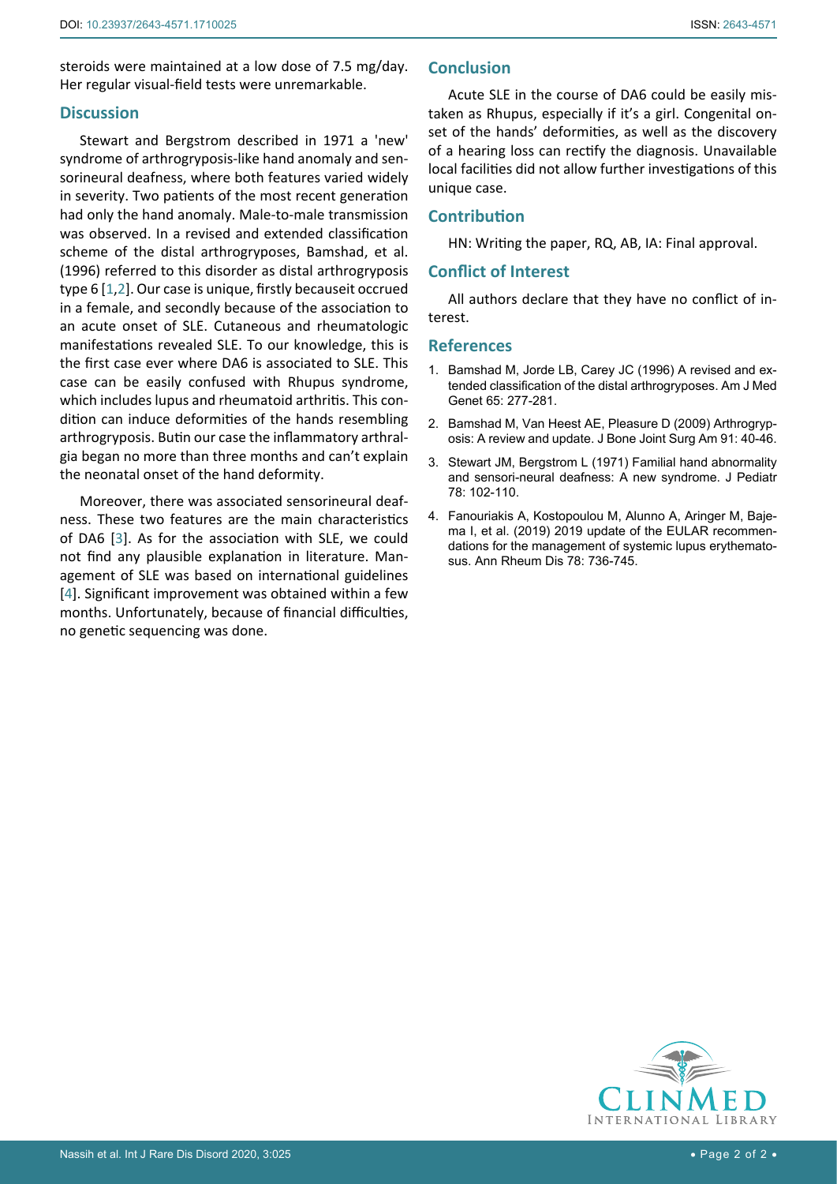steroids were maintained at a low dose of 7.5 mg/day. Her regular visual-field tests were unremarkable.

## Discussion

Stewart and Bergstrom described in 1971 a 'new' syndrome of arthrogryposis-like hand anomaly and sensorineural deafness, where both features varied widely in severity. Two patients of the most recent generation had only the hand anomaly. Male-to-male transmission was observed. In a revised and extended classification scheme of the distal arthrogryposes, Bamshad, et al. (1996) referred to this disorder as distal arthrogryposis type 6 [1,2]. Our case is unique, firstly becauseit occrued in a female, and secondly because of the association to an acute onset of SLE. Cutaneous and rheumatologic manifestations revealed SLE. To our knowledge, this is the first case ever where DA6 is associated to SLE. This case can be easily confused with Rhupus syndrome, which includes lupus and rheumatoid arthritis. This condition can induce deformities of the hands resembling arthrogryposis. Butin our case the inflammatory arthralgia began no more than three months and can't explain the neonatal onset of the hand deformity.

Moreover, there was associated sensorineural deafness. These two features are the main characteristics of DA6 [3]. As for the association with SLE, we could not find any plausible explanation in literature. Management of SLE was based on international guidelines [4]. Significant improvement was obtained within a few months. Unfortunately, because of financial difficulties, no genetic sequencing was done.

## Conclusion

Acute SLE in the course of DA6 could be easily mistaken as Rhupus, especially if it's a girl. Congenital onset of the hands' deformities, as well as the discovery of a hearing loss can rectify the diagnosis. Unavailable local facilities did not allow further investigations of this unique case.

## Contribution

HN: Writing the paper, RQ, AB, IA: Final approval.

## Conflict of Interest

All authors declare that they have no conflict of interest.

## References

1. Bamshad M, Jorde LB, Carey JC (1996) A revised and extended classification of the distal arthrogryposes. Am J Med Genet 65: 277-281.
2. Bamshad M, Van Heest AE, Pleasure D (2009) Arthrogryposis: A review and update. J Bone Joint Surg Am 91: 40-46.
3. Stewart JM, Bergstrom L (1971) Familial hand abnormality and sensori-neural deafness: A new syndrome. J Pediatr 78: 102-110.
4. Fanouriakis A, Kostopoulou M, Alunno A, Aringer M, Bajema I, et al. (2019) 2019 update of the EULAR recommendations for the management of systemic lupus erythematosus. Ann Rheum Dis 78: 736-745.